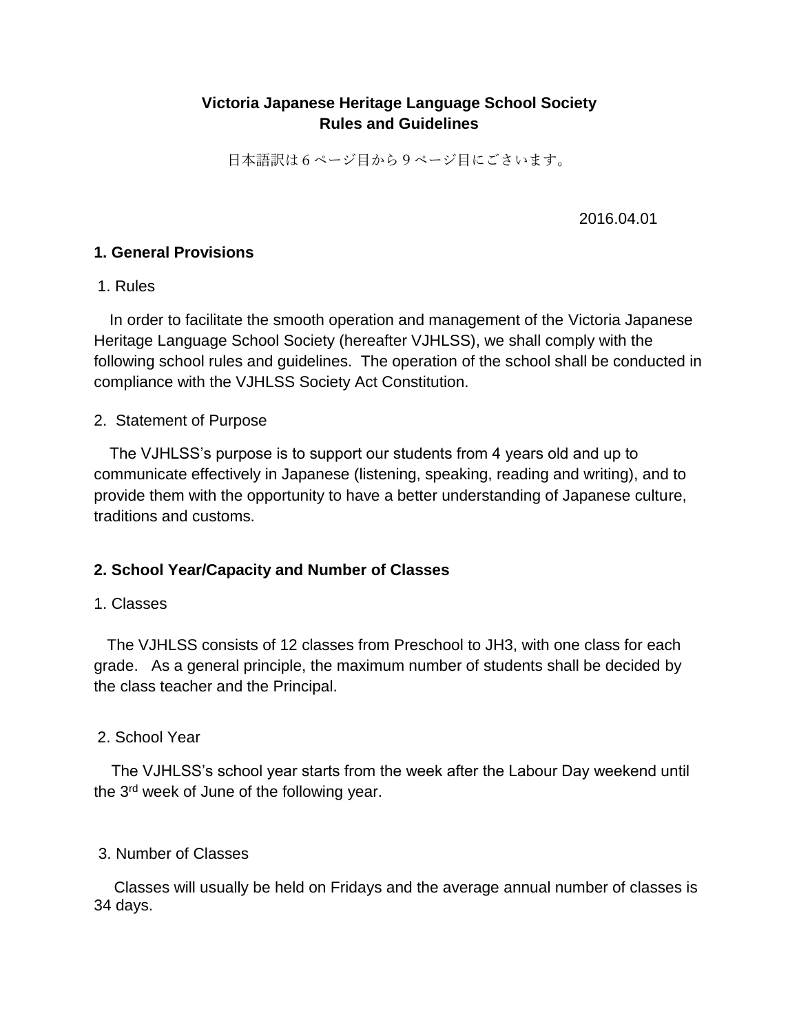# Victoria Japanese Heritage Language School Society
# Rules and Guidelines

日本語訳は６ページ目から９ページ目にございます。

2016.04.01

## 1. General Provisions

1. Rules

In order to facilitate the smooth operation and management of the Victoria Japanese Heritage Language School Society (hereafter VJHLSS), we shall comply with the following school rules and guidelines. The operation of the school shall be conducted in compliance with the VJHLSS Society Act Constitution.

2. Statement of Purpose

The VJHLSS's purpose is to support our students from 4 years old and up to communicate effectively in Japanese (listening, speaking, reading and writing), and to provide them with the opportunity to have a better understanding of Japanese culture, traditions and customs.

## 2. School Year/Capacity and Number of Classes

1. Classes

The VJHLSS consists of 12 classes from Preschool to JH3, with one class for each grade. As a general principle, the maximum number of students shall be decided by the class teacher and the Principal.

2. School Year

The VJHLSS's school year starts from the week after the Labour Day weekend until the 3rd week of June of the following year.

3. Number of Classes

Classes will usually be held on Fridays and the average annual number of classes is 34 days.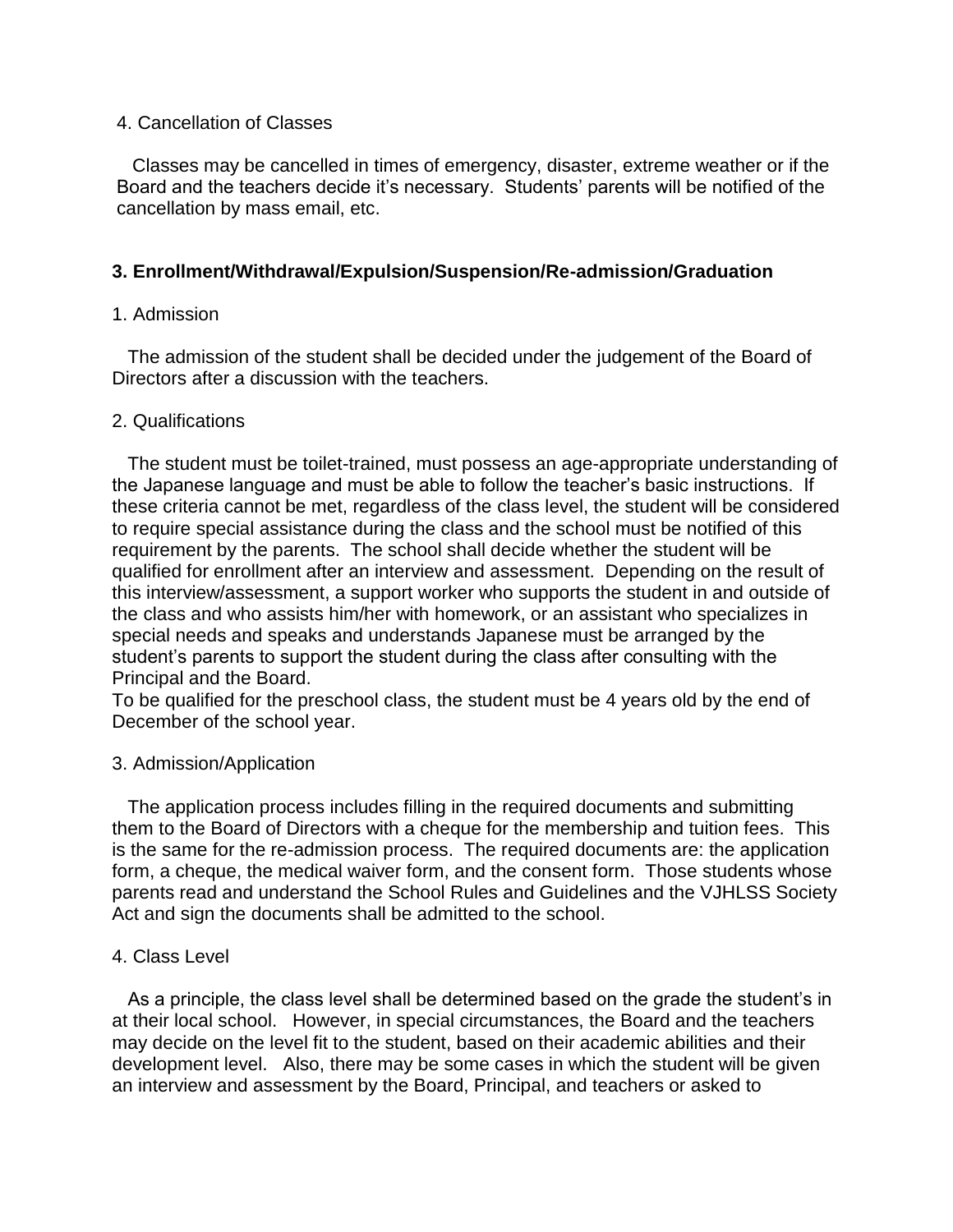4. Cancellation of Classes

Classes may be cancelled in times of emergency, disaster, extreme weather or if the Board and the teachers decide it's necessary. Students' parents will be notified of the cancellation by mass email, etc.

## 3. Enrollment/Withdrawal/Expulsion/Suspension/Re-admission/Graduation

1. Admission

The admission of the student shall be decided under the judgement of the Board of Directors after a discussion with the teachers.

2. Qualifications

The student must be toilet-trained, must possess an age-appropriate understanding of the Japanese language and must be able to follow the teacher's basic instructions. If these criteria cannot be met, regardless of the class level, the student will be considered to require special assistance during the class and the school must be notified of this requirement by the parents. The school shall decide whether the student will be qualified for enrollment after an interview and assessment. Depending on the result of this interview/assessment, a support worker who supports the student in and outside of the class and who assists him/her with homework, or an assistant who specializes in special needs and speaks and understands Japanese must be arranged by the student's parents to support the student during the class after consulting with the Principal and the Board.
To be qualified for the preschool class, the student must be 4 years old by the end of December of the school year.

3. Admission/Application

The application process includes filling in the required documents and submitting them to the Board of Directors with a cheque for the membership and tuition fees. This is the same for the re-admission process. The required documents are: the application form, a cheque, the medical waiver form, and the consent form. Those students whose parents read and understand the School Rules and Guidelines and the VJHLSS Society Act and sign the documents shall be admitted to the school.

4. Class Level

As a principle, the class level shall be determined based on the grade the student's in at their local school. However, in special circumstances, the Board and the teachers may decide on the level fit to the student, based on their academic abilities and their development level. Also, there may be some cases in which the student will be given an interview and assessment by the Board, Principal, and teachers or asked to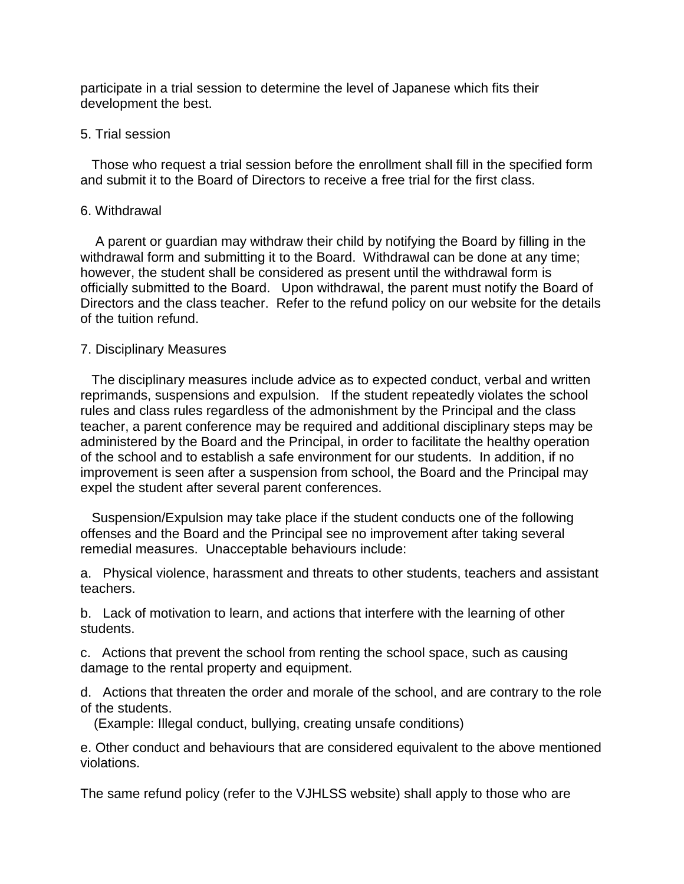participate in a trial session to determine the level of Japanese which fits their development the best.

## 5. Trial session

Those who request a trial session before the enrollment shall fill in the specified form and submit it to the Board of Directors to receive a free trial for the first class.

## 6. Withdrawal

A parent or guardian may withdraw their child by notifying the Board by filling in the withdrawal form and submitting it to the Board. Withdrawal can be done at any time; however, the student shall be considered as present until the withdrawal form is officially submitted to the Board. Upon withdrawal, the parent must notify the Board of Directors and the class teacher. Refer to the refund policy on our website for the details of the tuition refund.

## 7. Disciplinary Measures

The disciplinary measures include advice as to expected conduct, verbal and written reprimands, suspensions and expulsion. If the student repeatedly violates the school rules and class rules regardless of the admonishment by the Principal and the class teacher, a parent conference may be required and additional disciplinary steps may be administered by the Board and the Principal, in order to facilitate the healthy operation of the school and to establish a safe environment for our students. In addition, if no improvement is seen after a suspension from school, the Board and the Principal may expel the student after several parent conferences.

Suspension/Expulsion may take place if the student conducts one of the following offenses and the Board and the Principal see no improvement after taking several remedial measures. Unacceptable behaviours include:

a. Physical violence, harassment and threats to other students, teachers and assistant teachers.

b. Lack of motivation to learn, and actions that interfere with the learning of other students.

c. Actions that prevent the school from renting the school space, such as causing damage to the rental property and equipment.

d. Actions that threaten the order and morale of the school, and are contrary to the role of the students.
(Example: Illegal conduct, bullying, creating unsafe conditions)

e. Other conduct and behaviours that are considered equivalent to the above mentioned violations.

The same refund policy (refer to the VJHLSS website) shall apply to those who are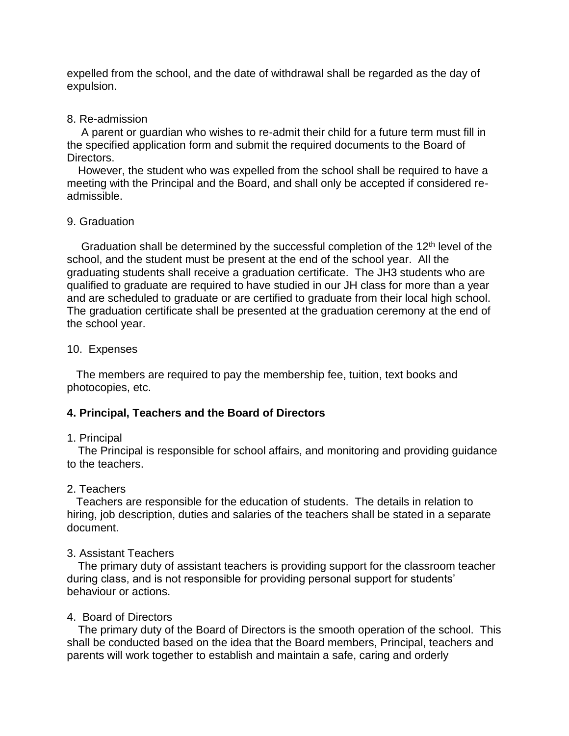expelled from the school, and the date of withdrawal shall be regarded as the day of expulsion.

8. Re-admission

A parent or guardian who wishes to re-admit their child for a future term must fill in the specified application form and submit the required documents to the Board of Directors.

However, the student who was expelled from the school shall be required to have a meeting with the Principal and the Board, and shall only be accepted if considered re-admissible.

9. Graduation

Graduation shall be determined by the successful completion of the 12th level of the school, and the student must be present at the end of the school year. All the graduating students shall receive a graduation certificate. The JH3 students who are qualified to graduate are required to have studied in our JH class for more than a year and are scheduled to graduate or are certified to graduate from their local high school. The graduation certificate shall be presented at the graduation ceremony at the end of the school year.

10. Expenses

The members are required to pay the membership fee, tuition, text books and photocopies, etc.

**4. Principal, Teachers and the Board of Directors**

1. Principal

The Principal is responsible for school affairs, and monitoring and providing guidance to the teachers.

2. Teachers

Teachers are responsible for the education of students. The details in relation to hiring, job description, duties and salaries of the teachers shall be stated in a separate document.

3. Assistant Teachers

The primary duty of assistant teachers is providing support for the classroom teacher during class, and is not responsible for providing personal support for students' behaviour or actions.

4. Board of Directors

The primary duty of the Board of Directors is the smooth operation of the school. This shall be conducted based on the idea that the Board members, Principal, teachers and parents will work together to establish and maintain a safe, caring and orderly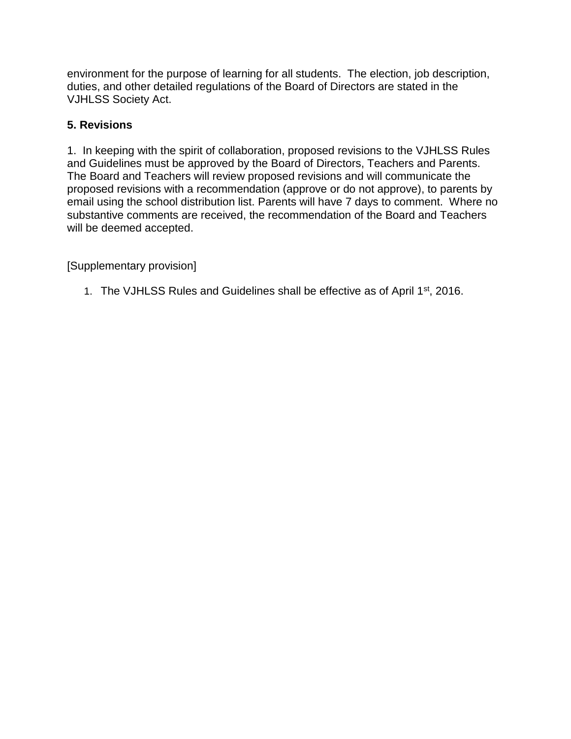environment for the purpose of learning for all students. The election, job description, duties, and other detailed regulations of the Board of Directors are stated in the VJHLSS Society Act.

## 5. Revisions

1. In keeping with the spirit of collaboration, proposed revisions to the VJHLSS Rules and Guidelines must be approved by the Board of Directors, Teachers and Parents. The Board and Teachers will review proposed revisions and will communicate the proposed revisions with a recommendation (approve or do not approve), to parents by email using the school distribution list. Parents will have 7 days to comment. Where no substantive comments are received, the recommendation of the Board and Teachers will be deemed accepted.

[Supplementary provision]

1. The VJHLSS Rules and Guidelines shall be effective as of April 1st, 2016.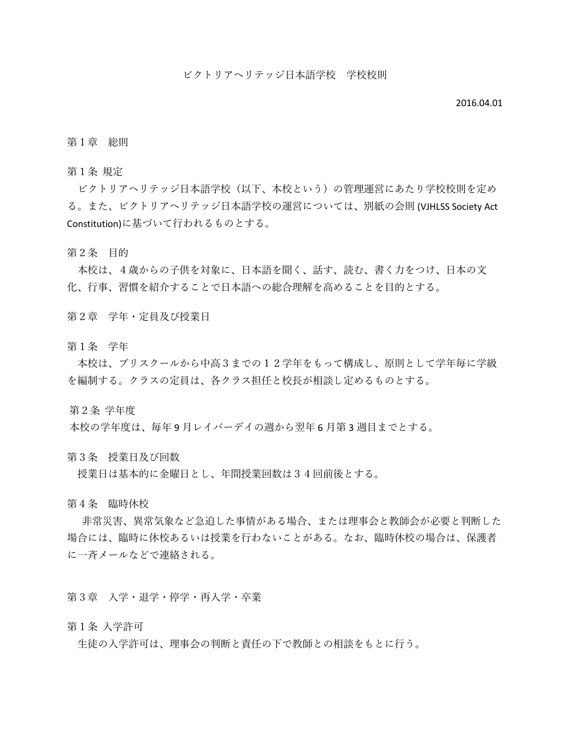# ビクトリアヘリテッジ日本語学校　学校校則

2016.04.01

## 第１章　総則

### 第１条 規定

ビクトリアヘリテッジ日本語学校（以下、本校という）の管理運営にあたり学校校則を定める。また、ビクトリアヘリテッジ日本語学校の運営については、別紙の会則 (VJHLSS Society Act Constitution)に基づいて行われるものとする。

### 第２条　目的

本校は、４歳からの子供を対象に、日本語を聞く、話す、読む、書く力をつけ、日本の文化、行事、習慣を紹介することで日本語への総合理解を高めることを目的とする。

## 第２章　学年・定員及び授業日

### 第１条　学年

本校は、プリスクールから中高３までの１２学年をもって構成し、原則として学年毎に学級を編制する。クラスの定員は、各クラス担任と校長が相談し定めるものとする。

### 第２条 学年度

本校の学年度は、毎年 9 月レイバーデイの週から翌年 6 月第 3 週目までとする。

### 第３条　授業日及び回数

授業日は基本的に金曜日とし、年間授業回数は３４回前後とする。

### 第４条　臨時休校

非常災害、異常気象など急迫した事情がある場合、または理事会と教師会が必要と判断した場合には、臨時に休校あるいは授業を行わないことがある。なお、臨時休校の場合は、保護者に一斉メールなどで連絡される。

## 第３章　入学・退学・停学・再入学・卒業

### 第１条 入学許可

生徒の入学許可は、理事会の判断と責任の下で教師との相談をもとに行う。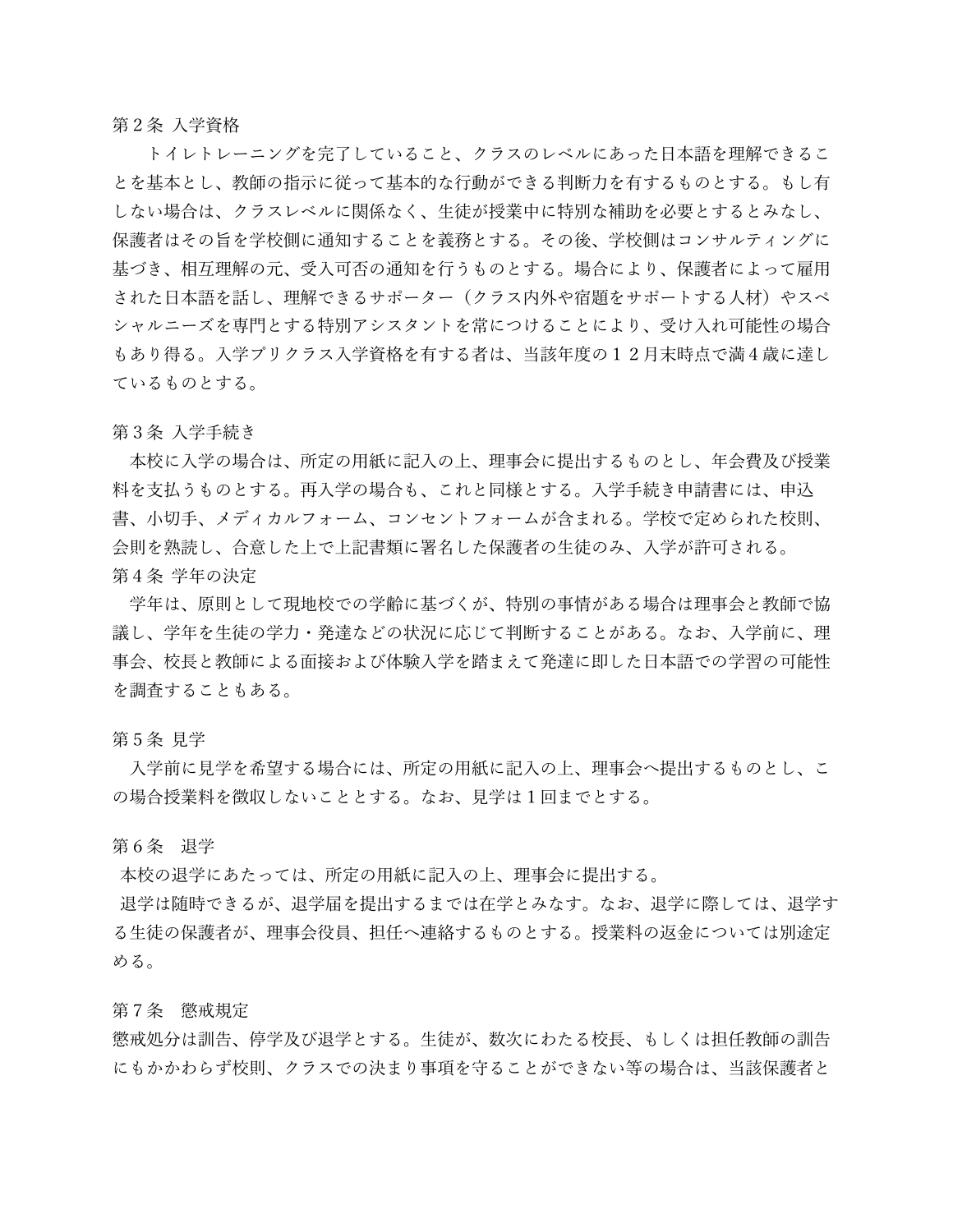第 2 条 入学資格

　トイレトレーニングを完了していること、クラスのレベルにあった日本語を理解できることを基本とし、教師の指示に従って基本的な行動ができる判断力を有するものとする。もし有しない場合は、クラスレベルに関係なく、生徒が授業中に特別な補助を必要とするとみなし、保護者はその旨を学校側に通知することを義務とする。その後、学校側はコンサルティングに基づき、相互理解の元、受入可否の通知を行うものとする。場合により、保護者によって雇用された日本語を話し、理解できるサポーター（クラス内外や宿題をサポートする人材）やスペシャルニーズを専門とする特別アシスタントを常につけることにより、受け入れ可能性の場合もあり得る。入学プリクラス入学資格を有する者は、当該年度の１２月末時点で満４歳に達しているものとする。

第 3 条 入学手続き

　本校に入学の場合は、所定の用紙に記入の上、理事会に提出するものとし、年会費及び授業料を支払うものとする。再入学の場合も、これと同様とする。入学手続き申請書には、申込書、小切手、メディカルフォーム、コンセントフォームが含まれる。学校で定められた校則、会則を熟読し、合意した上で上記書類に署名した保護者の生徒のみ、入学が許可される。

第 4 条 学年の決定

　学年は、原則として現地校での学齢に基づくが、特別の事情がある場合は理事会と教師で協議し、学年を生徒の学力・発達などの状況に応じて判断することがある。なお、入学前に、理事会、校長と教師による面接および体験入学を踏まえて発達に即した日本語での学習の可能性を調査することもある。

第 5 条 見学

　入学前に見学を希望する場合には、所定の用紙に記入の上、理事会へ提出するものとし、この場合授業料を徴収しないこととする。なお、見学は 1 回までとする。

第 6 条　退学

　本校の退学にあたっては、所定の用紙に記入の上、理事会に提出する。

　退学は随時できるが、退学届を提出するまでは在学とみなす。なお、退学に際しては、退学する生徒の保護者が、理事会役員、担任へ連絡するものとする。授業料の返金については別途定める。

第 7 条　懲戒規定

懲戒処分は訓告、停学及び退学とする。生徒が、数次にわたる校長、もしくは担任教師の訓告にもかかわらず校則、クラスでの決まり事項を守ることができない等の場合は、当該保護者と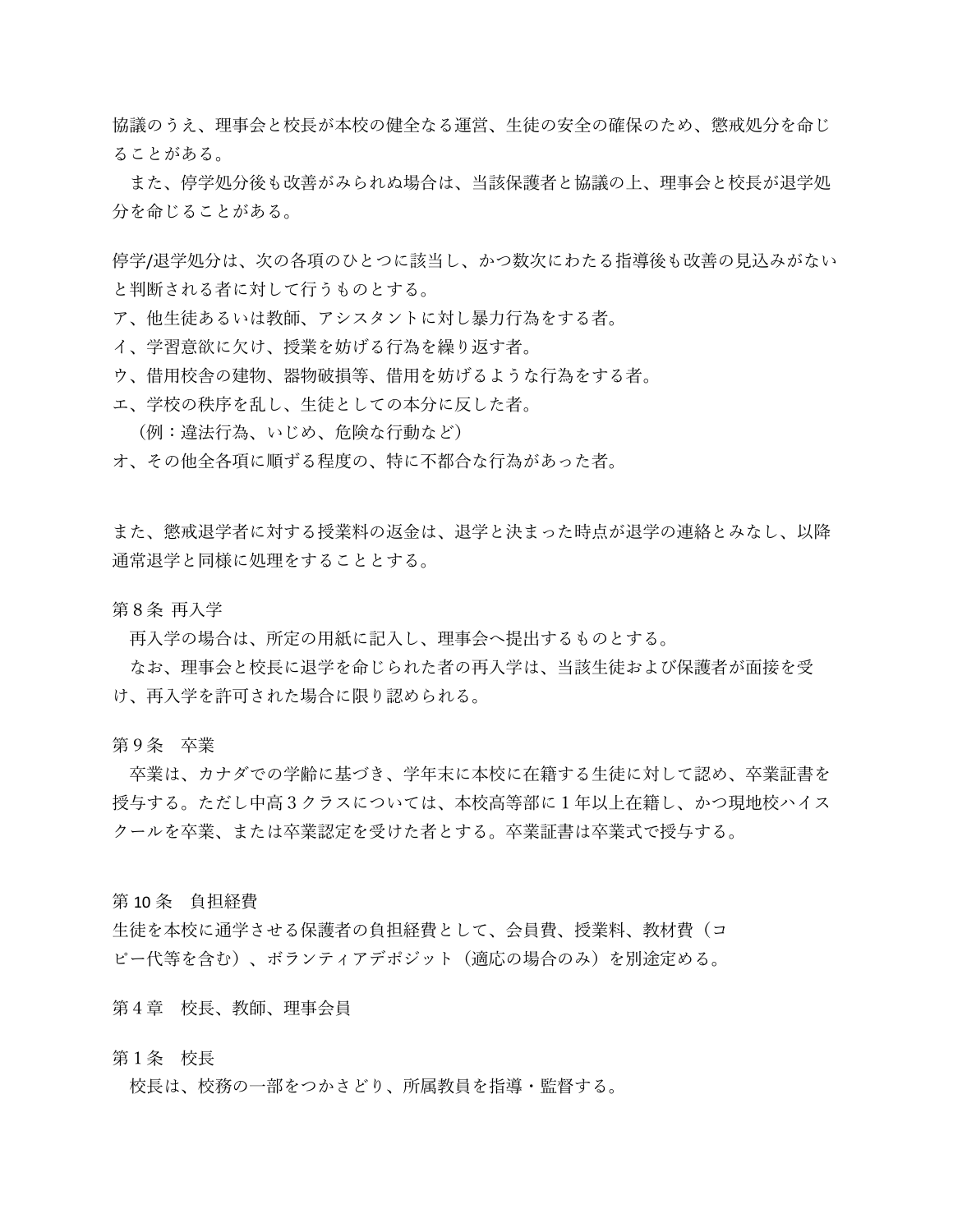協議のうえ、理事会と校長が本校の健全なる運営、生徒の安全の確保のため、懲戒処分を命じることがある。

　また、停学処分後も改善がみられぬ場合は、当該保護者と協議の上、理事会と校長が退学処分を命じることがある。

停学/退学処分は、次の各項のひとつに該当し、かつ数次にわたる指導後も改善の見込みがないと判断される者に対して行うものとする。

ア、他生徒あるいは教師、アシスタントに対し暴力行為をする者。
イ、学習意欲に欠け、授業を妨げる行為を繰り返す者。
ウ、借用校舎の建物、器物破損等、借用を妨げるような行為をする者。
エ、学校の秩序を乱し、生徒としての本分に反した者。
　（例：違法行為、いじめ、危険な行動など）
オ、その他全各項に順ずる程度の、特に不都合な行為があった者。

また、懲戒退学者に対する授業料の返金は、退学と決まった時点が退学の連絡とみなし、以降通常退学と同様に処理をすることとする。

第 8 条 再入学

　再入学の場合は、所定の用紙に記入し、理事会へ提出するものとする。

　なお、理事会と校長に退学を命じられた者の再入学は、当該生徒および保護者が面接を受け、再入学を許可された場合に限り認められる。

第 9 条　卒業

　卒業は、カナダでの学齢に基づき、学年末に本校に在籍する生徒に対して認め、卒業証書を授与する。ただし中高 3 クラスについては、本校高等部に 1 年以上在籍し、かつ現地校ハイスクールを卒業、または卒業認定を受けた者とする。卒業証書は卒業式で授与する。

第 10 条　負担経費

生徒を本校に通学させる保護者の負担経費として、会員費、授業料、教材費（コピー代等を含む）、ボランティアデポジット（適応の場合のみ）を別途定める。

## 第 4 章　校長、教師、理事会員

第 1 条　校長

　校長は、校務の一部をつかさどり、所属教員を指導・監督する。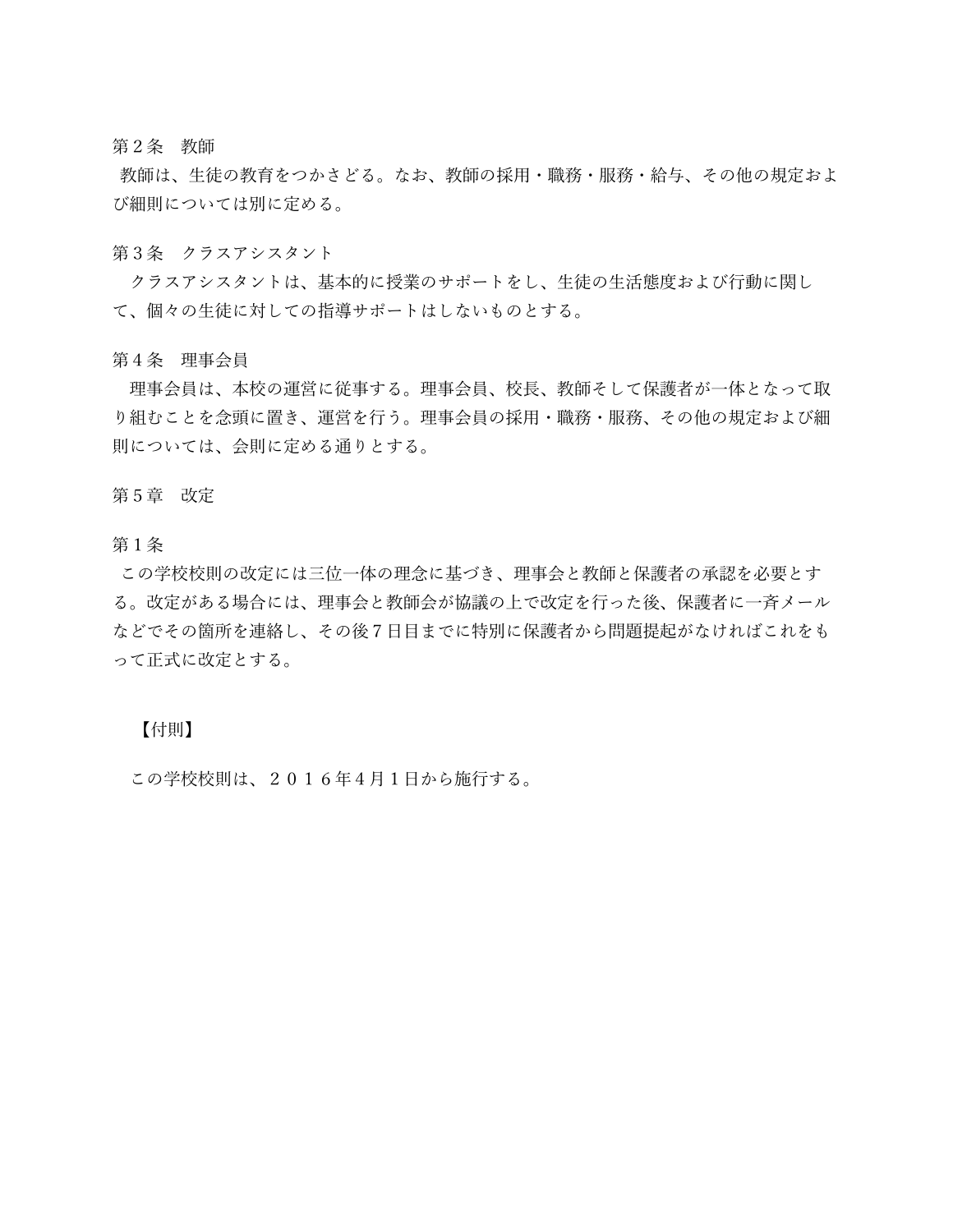第２条　教師

教師は、生徒の教育をつかさどる。なお、教師の採用・職務・服務・給与、その他の規定および細則については別に定める。

第３条　クラスアシスタント

クラスアシスタントは、基本的に授業のサポートをし、生徒の生活態度および行動に関して、個々の生徒に対しての指導サポートはしないものとする。

第４条　理事会員

理事会員は、本校の運営に従事する。理事会員、校長、教師そして保護者が一体となって取り組むことを念頭に置き、運営を行う。理事会員の採用・職務・服務、その他の規定および細則については、会則に定める通りとする。

## 第５章　改定

第１条

この学校校則の改定には三位一体の理念に基づき、理事会と教師と保護者の承認を必要とする。改定がある場合には、理事会と教師会が協議の上で改定を行った後、保護者に一斉メールなどでその箇所を連絡し、その後７日目までに特別に保護者から問題提起がなければこれをもって正式に改定とする。

【付則】

この学校校則は、２０１６年４月１日から施行する。